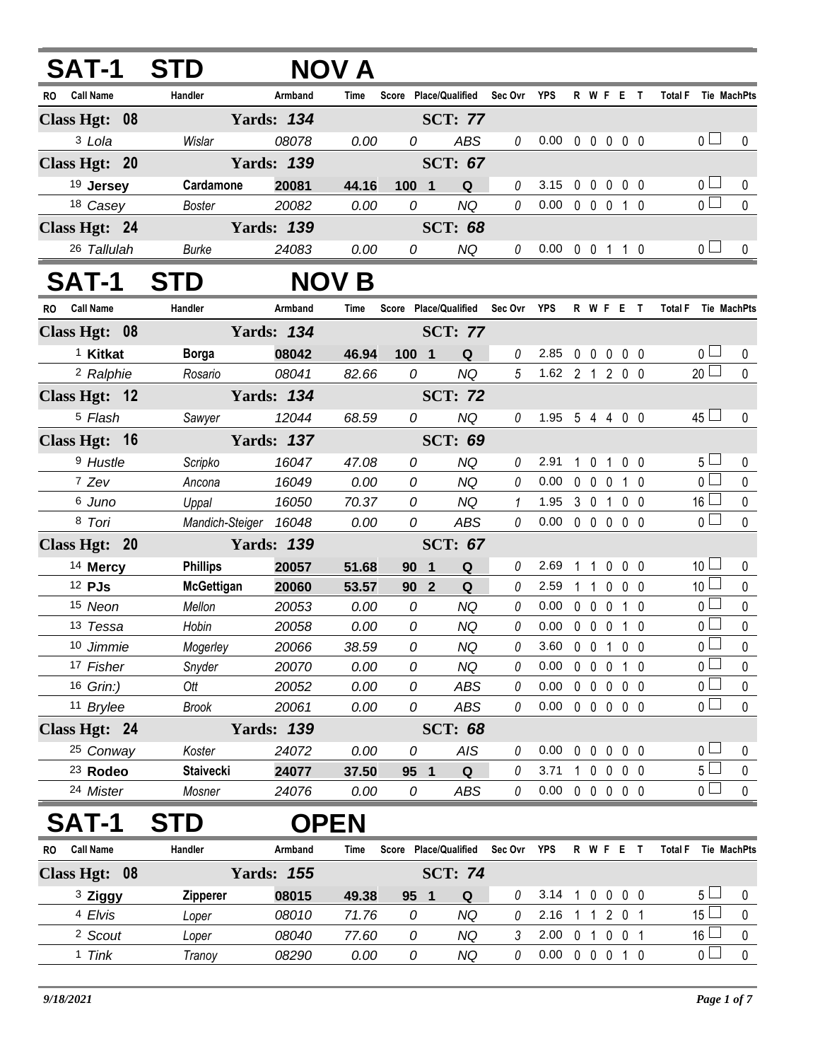## SAT-1 STD NOV A

| RO | Call Name | Handler | Armband | Time | Score | Place/Qualified | Sec Ovr | YPS | R | W | F | E | T | Total F | Tie | MachPts |
|---|---|---|---|---|---|---|---|---|---|---|---|---|---|---|---|---|
| **Class Hgt: 08** | | **Yards: 134** | | | | **SCT: 77** | | | | | | | | | | |
| 3 | Lola | Wislar | 08078 | 0.00 | 0 | ABS | 0 | 0.00 | 0 | 0 | 0 | 0 | 0 | 0 | ☐ | 0 |
| **Class Hgt: 20** | | **Yards: 139** | | | | **SCT: 67** | | | | | | | | | | |
| 19 | **Jersey** | **Cardamone** | **20081** | **44.16** | **100** | **1 Q** | 0 | 3.15 | 0 | 0 | 0 | 0 | 0 | 0 | ☐ | 0 |
| 18 | Casey | Boster | 20082 | 0.00 | 0 | NQ | 0 | 0.00 | 0 | 0 | 0 | 1 | 0 | 0 | ☐ | 0 |
| **Class Hgt: 24** | | **Yards: 139** | | | | **SCT: 68** | | | | | | | | | | |
| 26 | Tallulah | Burke | 24083 | 0.00 | 0 | NQ | 0 | 0.00 | 0 | 0 | 1 | 1 | 0 | 0 | ☐ | 0 |

## SAT-1 STD NOV B

| RO | Call Name | Handler | Armband | Time | Score | Place/Qualified | Sec Ovr | YPS | R | W | F | E | T | Total F | Tie | MachPts |
|---|---|---|---|---|---|---|---|---|---|---|---|---|---|---|---|---|
| **Class Hgt: 08** | | **Yards: 134** | | | | **SCT: 77** | | | | | | | | | | |
| 1 | **Kitkat** | **Borga** | **08042** | **46.94** | **100** | **1 Q** | 0 | 2.85 | 0 | 0 | 0 | 0 | 0 | 0 | ☐ | 0 |
| 2 | Ralphie | Rosario | 08041 | 82.66 | 0 | NQ | 5 | 1.62 | 2 | 1 | 2 | 0 | 0 | 20 | ☐ | 0 |
| **Class Hgt: 12** | | **Yards: 134** | | | | **SCT: 72** | | | | | | | | | | |
| 5 | Flash | Sawyer | 12044 | 68.59 | 0 | NQ | 0 | 1.95 | 5 | 4 | 4 | 0 | 0 | 45 | ☐ | 0 |
| **Class Hgt: 16** | | **Yards: 137** | | | | **SCT: 69** | | | | | | | | | | |
| 9 | Hustle | Scripko | 16047 | 47.08 | 0 | NQ | 0 | 2.91 | 1 | 0 | 1 | 0 | 0 | 5 | ☐ | 0 |
| 7 | Zev | Ancona | 16049 | 0.00 | 0 | NQ | 0 | 0.00 | 0 | 0 | 0 | 1 | 0 | 0 | ☐ | 0 |
| 6 | Juno | Uppal | 16050 | 70.37 | 0 | NQ | 1 | 1.95 | 3 | 0 | 1 | 0 | 0 | 16 | ☐ | 0 |
| 8 | Tori | Mandich-Steiger | 16048 | 0.00 | 0 | ABS | 0 | 0.00 | 0 | 0 | 0 | 0 | 0 | 0 | ☐ | 0 |
| **Class Hgt: 20** | | **Yards: 139** | | | | **SCT: 67** | | | | | | | | | | |
| 14 | **Mercy** | **Phillips** | **20057** | **51.68** | **90** | **1 Q** | 0 | 2.69 | 1 | 1 | 0 | 0 | 0 | 10 | ☐ | 0 |
| 12 | **PJs** | **McGettigan** | **20060** | **53.57** | **90** | **2 Q** | 0 | 2.59 | 1 | 1 | 0 | 0 | 0 | 10 | ☐ | 0 |
| 15 | Neon | Mellon | 20053 | 0.00 | 0 | NQ | 0 | 0.00 | 0 | 0 | 0 | 1 | 0 | 0 | ☐ | 0 |
| 13 | Tessa | Hobin | 20058 | 0.00 | 0 | NQ | 0 | 0.00 | 0 | 0 | 0 | 1 | 0 | 0 | ☐ | 0 |
| 10 | Jimmie | Mogerley | 20066 | 38.59 | 0 | NQ | 0 | 3.60 | 0 | 0 | 1 | 0 | 0 | 0 | ☐ | 0 |
| 17 | Fisher | Snyder | 20070 | 0.00 | 0 | NQ | 0 | 0.00 | 0 | 0 | 0 | 1 | 0 | 0 | ☐ | 0 |
| 16 | Grin:) | Ott | 20052 | 0.00 | 0 | ABS | 0 | 0.00 | 0 | 0 | 0 | 0 | 0 | 0 | ☐ | 0 |
| 11 | Brylee | Brook | 20061 | 0.00 | 0 | ABS | 0 | 0.00 | 0 | 0 | 0 | 0 | 0 | 0 | ☐ | 0 |
| **Class Hgt: 24** | | **Yards: 139** | | | | **SCT: 68** | | | | | | | | | | |
| 25 | Conway | Koster | 24072 | 0.00 | 0 | AIS | 0 | 0.00 | 0 | 0 | 0 | 0 | 0 | 0 | ☐ | 0 |
| 23 | **Rodeo** | **Staivecki** | **24077** | **37.50** | **95** | **1 Q** | 0 | 3.71 | 1 | 0 | 0 | 0 | 0 | 5 | ☐ | 0 |
| 24 | Mister | Mosner | 24076 | 0.00 | 0 | ABS | 0 | 0.00 | 0 | 0 | 0 | 0 | 0 | 0 | ☐ | 0 |

## SAT-1 STD OPEN

| RO | Call Name | Handler | Armband | Time | Score | Place/Qualified | Sec Ovr | YPS | R | W | F | E | T | Total F | Tie | MachPts |
|---|---|---|---|---|---|---|---|---|---|---|---|---|---|---|---|---|
| **Class Hgt: 08** | | **Yards: 155** | | | | **SCT: 74** | | | | | | | | | | |
| 3 | **Ziggy** | **Zipperer** | **08015** | **49.38** | **95** | **1 Q** | 0 | 3.14 | 1 | 0 | 0 | 0 | 0 | 5 | ☐ | 0 |
| 4 | Elvis | Loper | 08010 | 71.76 | 0 | NQ | 0 | 2.16 | 1 | 1 | 2 | 0 | 1 | 15 | ☐ | 0 |
| 2 | Scout | Loper | 08040 | 77.60 | 0 | NQ | 3 | 2.00 | 0 | 1 | 0 | 0 | 1 | 16 | ☐ | 0 |
| 1 | Tink | Tranoy | 08290 | 0.00 | 0 | NQ | 0 | 0.00 | 0 | 0 | 0 | 1 | 0 | 0 | ☐ | 0 |

*9/18/2021*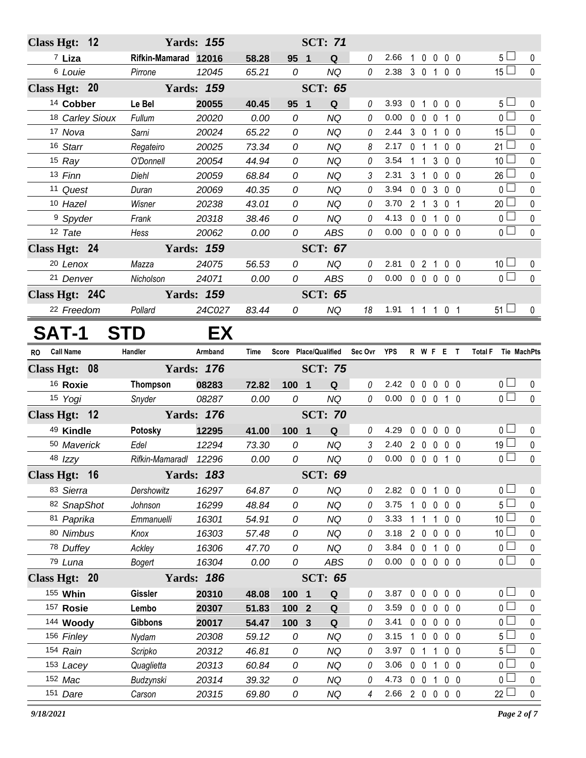| RO | Call Name | Handler | Armband | Time | Score | Place/Qualified | Sec Ovr | YPS | R | W | F | E | T | Total F | Tie | MachPts |
|---|---|---|---|---|---|---|---|---|---|---|---|---|---|---|---|---|
| **Class Hgt: 12** | | **Yards: 155** | | | | **SCT: 71** | | | | | | | | | | |
| 7 | **Liza** | **Rifkin-Mamarad** | **12016** | **58.28** | **95** | **1 Q** | 0 | 2.66 | 1 | 0 | 0 | 0 | 0 | 5 | | 0 |
| 6 | *Louie* | *Pirrone* | *12045* | *65.21* | *0* | *NQ* | 0 | 2.38 | 3 | 0 | 1 | 0 | 0 | 15 | | 0 |
| **Class Hgt: 20** | | **Yards: 159** | | | | **SCT: 65** | | | | | | | | | | |
| 14 | **Cobber** | **Le Bel** | **20055** | **40.45** | **95** | **1 Q** | 0 | 3.93 | 0 | 1 | 0 | 0 | 0 | 5 | | 0 |
| 18 | *Carley Sioux* | *Fullum* | *20020* | *0.00* | *0* | *NQ* | 0 | 0.00 | 0 | 0 | 0 | 1 | 0 | 0 | | 0 |
| 17 | *Nova* | *Sarni* | *20024* | *65.22* | *0* | *NQ* | 0 | 2.44 | 3 | 0 | 1 | 0 | 0 | 15 | | 0 |
| 16 | *Starr* | *Regateiro* | *20025* | *73.34* | *0* | *NQ* | 8 | 2.17 | 0 | 1 | 1 | 0 | 0 | 21 | | 0 |
| 15 | *Ray* | *O'Donnell* | *20054* | *44.94* | *0* | *NQ* | 0 | 3.54 | 1 | 1 | 3 | 0 | 0 | 10 | | 0 |
| 13 | *Finn* | *Diehl* | *20059* | *68.84* | *0* | *NQ* | 3 | 2.31 | 3 | 1 | 0 | 0 | 0 | 26 | | 0 |
| 11 | *Quest* | *Duran* | *20069* | *40.35* | *0* | *NQ* | 0 | 3.94 | 0 | 0 | 3 | 0 | 0 | 0 | | 0 |
| 10 | *Hazel* | *Wisner* | *20238* | *43.01* | *0* | *NQ* | 0 | 3.70 | 2 | 1 | 3 | 0 | 1 | 20 | | 0 |
| 9 | *Spyder* | *Frank* | *20318* | *38.46* | *0* | *NQ* | 0 | 4.13 | 0 | 0 | 1 | 0 | 0 | 0 | | 0 |
| 12 | *Tate* | *Hess* | *20062* | *0.00* | *0* | *ABS* | 0 | 0.00 | 0 | 0 | 0 | 0 | 0 | 0 | | 0 |
| **Class Hgt: 24** | | **Yards: 159** | | | | **SCT: 67** | | | | | | | | | | |
| 20 | *Lenox* | *Mazza* | *24075* | *56.53* | *0* | *NQ* | 0 | 2.81 | 0 | 2 | 1 | 0 | 0 | 10 | | 0 |
| 21 | *Denver* | *Nicholson* | *24071* | *0.00* | *0* | *ABS* | 0 | 0.00 | 0 | 0 | 0 | 0 | 0 | 0 | | 0 |
| **Class Hgt: 24C** | | **Yards: 159** | | | | **SCT: 65** | | | | | | | | | | |
| 22 | *Freedom* | *Pollard* | *24C027* | *83.44* | *0* | *NQ* | 18 | 1.91 | 1 | 1 | 1 | 0 | 1 | 51 | | 0 |

# SAT-1 STD EX

| RO | Call Name | Handler | Armband | Time | Score | Place/Qualified | Sec Ovr | YPS | R | W | F | E | T | Total F | Tie | MachPts |
|---|---|---|---|---|---|---|---|---|---|---|---|---|---|---|---|---|
| **Class Hgt: 08** | | **Yards: 176** | | | | **SCT: 75** | | | | | | | | | | |
| 16 | **Roxie** | **Thompson** | **08283** | **72.82** | **100** | **1 Q** | 0 | 2.42 | 0 | 0 | 0 | 0 | 0 | 0 | | 0 |
| 15 | *Yogi* | *Snyder* | *08287* | *0.00* | *0* | *NQ* | 0 | 0.00 | 0 | 0 | 0 | 1 | 0 | 0 | | 0 |
| **Class Hgt: 12** | | **Yards: 176** | | | | **SCT: 70** | | | | | | | | | | |
| 49 | **Kindle** | **Potosky** | **12295** | **41.00** | **100** | **1 Q** | 0 | 4.29 | 0 | 0 | 0 | 0 | 0 | 0 | | 0 |
| 50 | *Maverick* | *Edel* | *12294* | *73.30* | *0* | *NQ* | 3 | 2.40 | 2 | 0 | 0 | 0 | 0 | 19 | | 0 |
| 48 | *Izzy* | *Rifkin-Mamaradl* | *12296* | *0.00* | *0* | *NQ* | 0 | 0.00 | 0 | 0 | 0 | 1 | 0 | 0 | | 0 |
| **Class Hgt: 16** | | **Yards: 183** | | | | **SCT: 69** | | | | | | | | | | |
| 83 | *Sierra* | *Dershowitz* | *16297* | *64.87* | *0* | *NQ* | 0 | 2.82 | 0 | 0 | 1 | 0 | 0 | 0 | | 0 |
| 82 | *SnapShot* | *Johnson* | *16299* | *48.84* | *0* | *NQ* | 0 | 3.75 | 1 | 0 | 0 | 0 | 0 | 5 | | 0 |
| 81 | *Paprika* | *Emmanuelli* | *16301* | *54.91* | *0* | *NQ* | 0 | 3.33 | 1 | 1 | 1 | 0 | 0 | 10 | | 0 |
| 80 | *Nimbus* | *Knox* | *16303* | *57.48* | *0* | *NQ* | 0 | 3.18 | 2 | 0 | 0 | 0 | 0 | 10 | | 0 |
| 78 | *Duffey* | *Ackley* | *16306* | *47.70* | *0* | *NQ* | 0 | 3.84 | 0 | 0 | 1 | 0 | 0 | 0 | | 0 |
| 79 | *Luna* | *Bogert* | *16304* | *0.00* | *0* | *ABS* | 0 | 0.00 | 0 | 0 | 0 | 0 | 0 | 0 | | 0 |
| **Class Hgt: 20** | | **Yards: 186** | | | | **SCT: 65** | | | | | | | | | | |
| 155 | **Whin** | **Gissler** | **20310** | **48.08** | **100** | **1 Q** | 0 | 3.87 | 0 | 0 | 0 | 0 | 0 | 0 | | 0 |
| 157 | **Rosie** | **Lembo** | **20307** | **51.83** | **100** | **2 Q** | 0 | 3.59 | 0 | 0 | 0 | 0 | 0 | 0 | | 0 |
| 144 | **Woody** | **Gibbons** | **20017** | **54.47** | **100** | **3 Q** | 0 | 3.41 | 0 | 0 | 0 | 0 | 0 | 0 | | 0 |
| 156 | *Finley* | *Nydam* | *20308* | *59.12* | *0* | *NQ* | 0 | 3.15 | 1 | 0 | 0 | 0 | 0 | 5 | | 0 |
| 154 | *Rain* | *Scripko* | *20312* | *46.81* | *0* | *NQ* | 0 | 3.97 | 0 | 1 | 1 | 0 | 0 | 5 | | 0 |
| 153 | *Lacey* | *Quaglietta* | *20313* | *60.84* | *0* | *NQ* | 0 | 3.06 | 0 | 0 | 1 | 0 | 0 | 0 | | 0 |
| 152 | *Mac* | *Budzynski* | *20314* | *39.32* | *0* | *NQ* | 0 | 4.73 | 0 | 0 | 1 | 0 | 0 | 0 | | 0 |
| 151 | *Dare* | *Carson* | *20315* | *69.80* | *0* | *NQ* | 4 | 2.66 | 2 | 0 | 0 | 0 | 0 | 22 | | 0 |

*9/18/2021*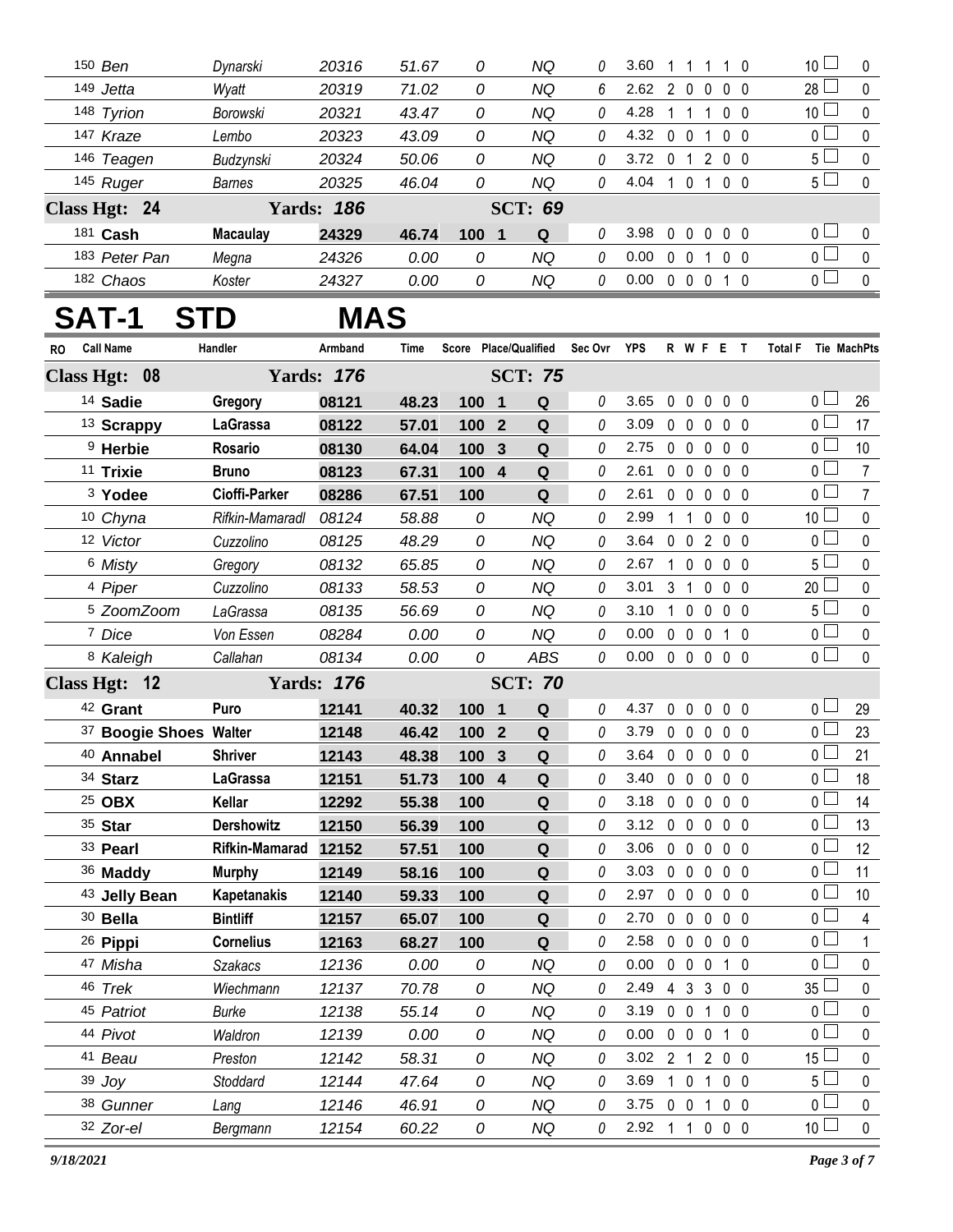| RO | Call Name | Handler | Armband | Time | Score | Place/Qualified | | Sec Ovr | YPS | R | W | F | E | T | Total F | Tie | MachPts |
|---|---|---|---|---|---|---|---|---|---|---|---|---|---|---|---|---|---|
| 150 | *Ben* | *Dynarski* | *20316* | *51.67* | *0* | | *NQ* | *0* | 3.60 | 1 | 1 | 1 | 1 | 0 | 10 | | 0 |
| 149 | *Jetta* | *Wyatt* | *20319* | *71.02* | *0* | | *NQ* | *6* | 2.62 | 2 | 0 | 0 | 0 | 0 | 28 | | 0 |
| 148 | *Tyrion* | *Borowski* | *20321* | *43.47* | *0* | | *NQ* | *0* | 4.28 | 1 | 1 | 1 | 0 | 0 | 10 | | 0 |
| 147 | *Kraze* | *Lembo* | *20323* | *43.09* | *0* | | *NQ* | *0* | 4.32 | 0 | 0 | 1 | 0 | 0 | 0 | | 0 |
| 146 | *Teagen* | *Budzynski* | *20324* | *50.06* | *0* | | *NQ* | *0* | 3.72 | 0 | 1 | 2 | 0 | 0 | 5 | | 0 |
| 145 | *Ruger* | *Barnes* | *20325* | *46.04* | *0* | | *NQ* | *0* | 4.04 | 1 | 0 | 1 | 0 | 0 | 5 | | 0 |
| **Class Hgt: 24** | | **Yards: 186** | | | | **SCT: 69** | | | | | | | | | | | |
| 181 | **Cash** | **Macaulay** | **24329** | **46.74** | **100** | **1** | **Q** | *0* | 3.98 | 0 | 0 | 0 | 0 | 0 | 0 | | 0 |
| 183 | *Peter Pan* | *Megna* | *24326* | *0.00* | *0* | | *NQ* | *0* | 0.00 | 0 | 0 | 1 | 0 | 0 | 0 | | 0 |
| 182 | *Chaos* | *Koster* | *24327* | *0.00* | *0* | | *NQ* | *0* | 0.00 | 0 | 0 | 0 | 1 | 0 | 0 | | 0 |

# SAT-1 STD MAS

| RO | Call Name | Handler | Armband | Time | Score | Place/Qualified | | Sec Ovr | YPS | R | W | F | E | T | Total F | Tie | MachPts |
|---|---|---|---|---|---|---|---|---|---|---|---|---|---|---|---|---|---|
| **Class Hgt: 08** | | **Yards: 176** | | | | **SCT: 75** | | | | | | | | | | | |
| 14 | **Sadie** | **Gregory** | **08121** | **48.23** | **100** | **1** | **Q** | *0* | 3.65 | 0 | 0 | 0 | 0 | 0 | 0 | | 26 |
| 13 | **Scrappy** | **LaGrassa** | **08122** | **57.01** | **100** | **2** | **Q** | *0* | 3.09 | 0 | 0 | 0 | 0 | 0 | 0 | | 17 |
| 9 | **Herbie** | **Rosario** | **08130** | **64.04** | **100** | **3** | **Q** | *0* | 2.75 | 0 | 0 | 0 | 0 | 0 | 0 | | 10 |
| 11 | **Trixie** | **Bruno** | **08123** | **67.31** | **100** | **4** | **Q** | *0* | 2.61 | 0 | 0 | 0 | 0 | 0 | 0 | | 7 |
| 3 | **Yodee** | **Cioffi-Parker** | **08286** | **67.51** | **100** | | **Q** | *0* | 2.61 | 0 | 0 | 0 | 0 | 0 | 0 | | 7 |
| 10 | *Chyna* | *Rifkin-Mamaradl* | *08124* | *58.88* | *0* | | *NQ* | *0* | 2.99 | 1 | 1 | 0 | 0 | 0 | 10 | | 0 |
| 12 | *Victor* | *Cuzzolino* | *08125* | *48.29* | *0* | | *NQ* | *0* | 3.64 | 0 | 0 | 2 | 0 | 0 | 0 | | 0 |
| 6 | *Misty* | *Gregory* | *08132* | *65.85* | *0* | | *NQ* | *0* | 2.67 | 1 | 0 | 0 | 0 | 0 | 5 | | 0 |
| 4 | *Piper* | *Cuzzolino* | *08133* | *58.53* | *0* | | *NQ* | *0* | 3.01 | 3 | 1 | 0 | 0 | 0 | 20 | | 0 |
| 5 | *ZoomZoom* | *LaGrassa* | *08135* | *56.69* | *0* | | *NQ* | *0* | 3.10 | 1 | 0 | 0 | 0 | 0 | 5 | | 0 |
| 7 | *Dice* | *Von Essen* | *08284* | *0.00* | *0* | | *NQ* | *0* | 0.00 | 0 | 0 | 0 | 1 | 0 | 0 | | 0 |
| 8 | *Kaleigh* | *Callahan* | *08134* | *0.00* | *0* | | *ABS* | *0* | 0.00 | 0 | 0 | 0 | 0 | 0 | 0 | | 0 |
| **Class Hgt: 12** | | **Yards: 176** | | | | **SCT: 70** | | | | | | | | | | | |
| 42 | **Grant** | **Puro** | **12141** | **40.32** | **100** | **1** | **Q** | *0* | 4.37 | 0 | 0 | 0 | 0 | 0 | 0 | | 29 |
| 37 | **Boogie Shoes** | **Walter** | **12148** | **46.42** | **100** | **2** | **Q** | *0* | 3.79 | 0 | 0 | 0 | 0 | 0 | 0 | | 23 |
| 40 | **Annabel** | **Shriver** | **12143** | **48.38** | **100** | **3** | **Q** | *0* | 3.64 | 0 | 0 | 0 | 0 | 0 | 0 | | 21 |
| 34 | **Starz** | **LaGrassa** | **12151** | **51.73** | **100** | **4** | **Q** | *0* | 3.40 | 0 | 0 | 0 | 0 | 0 | 0 | | 18 |
| 25 | **OBX** | **Kellar** | **12292** | **55.38** | **100** | | **Q** | *0* | 3.18 | 0 | 0 | 0 | 0 | 0 | 0 | | 14 |
| 35 | **Star** | **Dershowitz** | **12150** | **56.39** | **100** | | **Q** | *0* | 3.12 | 0 | 0 | 0 | 0 | 0 | 0 | | 13 |
| 33 | **Pearl** | **Rifkin-Mamarad** | **12152** | **57.51** | **100** | | **Q** | *0* | 3.06 | 0 | 0 | 0 | 0 | 0 | 0 | | 12 |
| 36 | **Maddy** | **Murphy** | **12149** | **58.16** | **100** | | **Q** | *0* | 3.03 | 0 | 0 | 0 | 0 | 0 | 0 | | 11 |
| 43 | **Jelly Bean** | **Kapetanakis** | **12140** | **59.33** | **100** | | **Q** | *0* | 2.97 | 0 | 0 | 0 | 0 | 0 | 0 | | 10 |
| 30 | **Bella** | **Bintliff** | **12157** | **65.07** | **100** | | **Q** | *0* | 2.70 | 0 | 0 | 0 | 0 | 0 | 0 | | 4 |
| 26 | **Pippi** | **Cornelius** | **12163** | **68.27** | **100** | | **Q** | *0* | 2.58 | 0 | 0 | 0 | 0 | 0 | 0 | | 1 |
| 47 | *Misha* | *Szakacs* | *12136* | *0.00* | *0* | | *NQ* | *0* | 0.00 | 0 | 0 | 0 | 1 | 0 | 0 | | 0 |
| 46 | *Trek* | *Wiechmann* | *12137* | *70.78* | *0* | | *NQ* | *0* | 2.49 | 4 | 3 | 3 | 0 | 0 | 35 | | 0 |
| 45 | *Patriot* | *Burke* | *12138* | *55.14* | *0* | | *NQ* | *0* | 3.19 | 0 | 0 | 1 | 0 | 0 | 0 | | 0 |
| 44 | *Pivot* | *Waldron* | *12139* | *0.00* | *0* | | *NQ* | *0* | 0.00 | 0 | 0 | 0 | 1 | 0 | 0 | | 0 |
| 41 | *Beau* | *Preston* | *12142* | *58.31* | *0* | | *NQ* | *0* | 3.02 | 2 | 1 | 2 | 0 | 0 | 15 | | 0 |
| 39 | *Joy* | *Stoddard* | *12144* | *47.64* | *0* | | *NQ* | *0* | 3.69 | 1 | 0 | 1 | 0 | 0 | 5 | | 0 |
| 38 | *Gunner* | *Lang* | *12146* | *46.91* | *0* | | *NQ* | *0* | 3.75 | 0 | 0 | 1 | 0 | 0 | 0 | | 0 |
| 32 | *Zor-el* | *Bergmann* | *12154* | *60.22* | *0* | | *NQ* | *0* | 2.92 | 1 | 1 | 0 | 0 | 0 | 10 | | 0 |

*9/18/2021*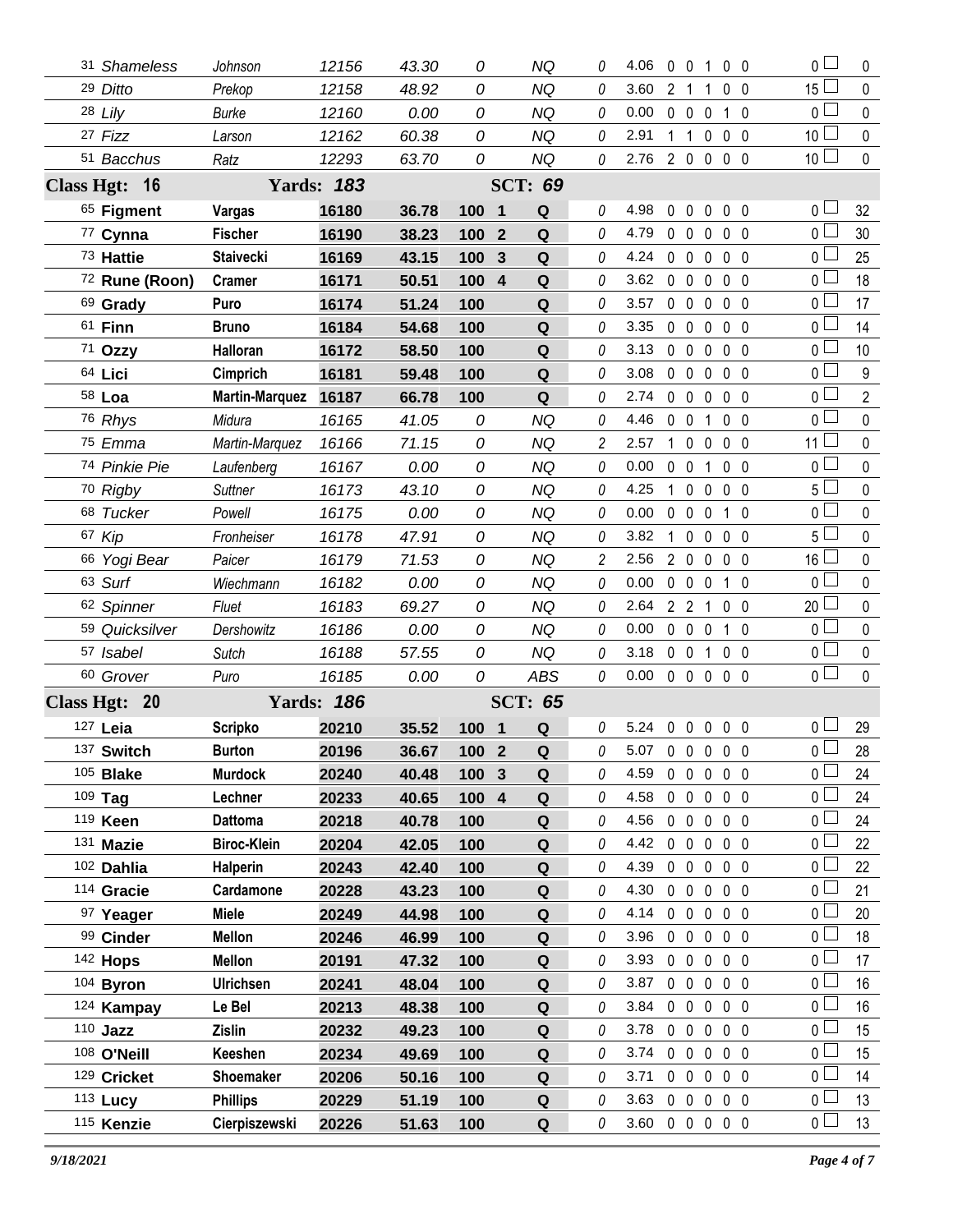| # | Dog | Handler | Reg | Time | Score | Place | Q | Time Flt | YPS | R | W | F | E | T | Total Flts | Pts |
|---|---|---|---|---|---|---|---|---|---|---|---|---|---|---|---|---|
| 31 | *Shameless* | *Johnson* | *12156* | *43.30* | *0* | | *NQ* | *0* | 4.06 | 0 | 0 | 1 | 0 | 0 | 0 | 0 |
| 29 | *Ditto* | *Prekop* | *12158* | *48.92* | *0* | | *NQ* | *0* | 3.60 | 2 | 1 | 1 | 0 | 0 | 15 | 0 |
| 28 | *Lily* | *Burke* | *12160* | *0.00* | *0* | | *NQ* | *0* | 0.00 | 0 | 0 | 0 | 1 | 0 | 0 | 0 |
| 27 | *Fizz* | *Larson* | *12162* | *60.38* | *0* | | *NQ* | *0* | 2.91 | 1 | 1 | 0 | 0 | 0 | 10 | 0 |
| 51 | *Bacchus* | *Ratz* | *12293* | *63.70* | *0* | | *NQ* | *0* | 2.76 | 2 | 0 | 0 | 0 | 0 | 10 | 0 |
| **Class Hgt: 16** | | **Yards: 183** | | | | **SCT: 69** | | | | | | | | | | |
| 65 | **Figment** | **Vargas** | **16180** | **36.78** | **100** | **1** | **Q** | 0 | 4.98 | 0 | 0 | 0 | 0 | 0 | 0 | 32 |
| 77 | **Cynna** | **Fischer** | **16190** | **38.23** | **100** | **2** | **Q** | 0 | 4.79 | 0 | 0 | 0 | 0 | 0 | 0 | 30 |
| 73 | **Hattie** | **Staivecki** | **16169** | **43.15** | **100** | **3** | **Q** | 0 | 4.24 | 0 | 0 | 0 | 0 | 0 | 0 | 25 |
| 72 | **Rune (Roon)** | **Cramer** | **16171** | **50.51** | **100** | **4** | **Q** | 0 | 3.62 | 0 | 0 | 0 | 0 | 0 | 0 | 18 |
| 69 | **Grady** | **Puro** | **16174** | **51.24** | **100** | | **Q** | 0 | 3.57 | 0 | 0 | 0 | 0 | 0 | 0 | 17 |
| 61 | **Finn** | **Bruno** | **16184** | **54.68** | **100** | | **Q** | 0 | 3.35 | 0 | 0 | 0 | 0 | 0 | 0 | 14 |
| 71 | **Ozzy** | **Halloran** | **16172** | **58.50** | **100** | | **Q** | 0 | 3.13 | 0 | 0 | 0 | 0 | 0 | 0 | 10 |
| 64 | **Lici** | **Cimprich** | **16181** | **59.48** | **100** | | **Q** | 0 | 3.08 | 0 | 0 | 0 | 0 | 0 | 0 | 9 |
| 58 | **Loa** | **Martin-Marquez** | **16187** | **66.78** | **100** | | **Q** | 0 | 2.74 | 0 | 0 | 0 | 0 | 0 | 0 | 2 |
| 76 | *Rhys* | *Midura* | *16165* | *41.05* | *0* | | *NQ* | *0* | 4.46 | 0 | 0 | 1 | 0 | 0 | 0 | 0 |
| 75 | *Emma* | *Martin-Marquez* | *16166* | *71.15* | *0* | | *NQ* | *2* | 2.57 | 1 | 0 | 0 | 0 | 0 | 11 | 0 |
| 74 | *Pinkie Pie* | *Laufenberg* | *16167* | *0.00* | *0* | | *NQ* | *0* | 0.00 | 0 | 0 | 1 | 0 | 0 | 0 | 0 |
| 70 | *Rigby* | *Suttner* | *16173* | *43.10* | *0* | | *NQ* | *0* | 4.25 | 1 | 0 | 0 | 0 | 0 | 5 | 0 |
| 68 | *Tucker* | *Powell* | *16175* | *0.00* | *0* | | *NQ* | *0* | 0.00 | 0 | 0 | 0 | 1 | 0 | 0 | 0 |
| 67 | *Kip* | *Fronheiser* | *16178* | *47.91* | *0* | | *NQ* | *0* | 3.82 | 1 | 0 | 0 | 0 | 0 | 5 | 0 |
| 66 | *Yogi Bear* | *Paicer* | *16179* | *71.53* | *0* | | *NQ* | *2* | 2.56 | 2 | 0 | 0 | 0 | 0 | 16 | 0 |
| 63 | *Surf* | *Wiechmann* | *16182* | *0.00* | *0* | | *NQ* | *0* | 0.00 | 0 | 0 | 0 | 1 | 0 | 0 | 0 |
| 62 | *Spinner* | *Fluet* | *16183* | *69.27* | *0* | | *NQ* | *0* | 2.64 | 2 | 2 | 1 | 0 | 0 | 20 | 0 |
| 59 | *Quicksilver* | *Dershowitz* | *16186* | *0.00* | *0* | | *NQ* | *0* | 0.00 | 0 | 0 | 0 | 1 | 0 | 0 | 0 |
| 57 | *Isabel* | *Sutch* | *16188* | *57.55* | *0* | | *NQ* | *0* | 3.18 | 0 | 0 | 1 | 0 | 0 | 0 | 0 |
| 60 | *Grover* | *Puro* | *16185* | *0.00* | *0* | | *ABS* | *0* | 0.00 | 0 | 0 | 0 | 0 | 0 | 0 | 0 |
| **Class Hgt: 20** | | **Yards: 186** | | | | **SCT: 65** | | | | | | | | | | |
| 127 | **Leia** | **Scripko** | **20210** | **35.52** | **100** | **1** | **Q** | 0 | 5.24 | 0 | 0 | 0 | 0 | 0 | 0 | 29 |
| 137 | **Switch** | **Burton** | **20196** | **36.67** | **100** | **2** | **Q** | 0 | 5.07 | 0 | 0 | 0 | 0 | 0 | 0 | 28 |
| 105 | **Blake** | **Murdock** | **20240** | **40.48** | **100** | **3** | **Q** | 0 | 4.59 | 0 | 0 | 0 | 0 | 0 | 0 | 24 |
| 109 | **Tag** | **Lechner** | **20233** | **40.65** | **100** | **4** | **Q** | 0 | 4.58 | 0 | 0 | 0 | 0 | 0 | 0 | 24 |
| 119 | **Keen** | **Dattoma** | **20218** | **40.78** | **100** | | **Q** | 0 | 4.56 | 0 | 0 | 0 | 0 | 0 | 0 | 24 |
| 131 | **Mazie** | **Biroc-Klein** | **20204** | **42.05** | **100** | | **Q** | 0 | 4.42 | 0 | 0 | 0 | 0 | 0 | 0 | 22 |
| 102 | **Dahlia** | **Halperin** | **20243** | **42.40** | **100** | | **Q** | 0 | 4.39 | 0 | 0 | 0 | 0 | 0 | 0 | 22 |
| 114 | **Gracie** | **Cardamone** | **20228** | **43.23** | **100** | | **Q** | 0 | 4.30 | 0 | 0 | 0 | 0 | 0 | 0 | 21 |
| 97 | **Yeager** | **Miele** | **20249** | **44.98** | **100** | | **Q** | 0 | 4.14 | 0 | 0 | 0 | 0 | 0 | 0 | 20 |
| 99 | **Cinder** | **Mellon** | **20246** | **46.99** | **100** | | **Q** | 0 | 3.96 | 0 | 0 | 0 | 0 | 0 | 0 | 18 |
| 142 | **Hops** | **Mellon** | **20191** | **47.32** | **100** | | **Q** | 0 | 3.93 | 0 | 0 | 0 | 0 | 0 | 0 | 17 |
| 104 | **Byron** | **Ulrichsen** | **20241** | **48.04** | **100** | | **Q** | 0 | 3.87 | 0 | 0 | 0 | 0 | 0 | 0 | 16 |
| 124 | **Kampay** | **Le Bel** | **20213** | **48.38** | **100** | | **Q** | 0 | 3.84 | 0 | 0 | 0 | 0 | 0 | 0 | 16 |
| 110 | **Jazz** | **Zislin** | **20232** | **49.23** | **100** | | **Q** | 0 | 3.78 | 0 | 0 | 0 | 0 | 0 | 0 | 15 |
| 108 | **O'Neill** | **Keeshen** | **20234** | **49.69** | **100** | | **Q** | 0 | 3.74 | 0 | 0 | 0 | 0 | 0 | 0 | 15 |
| 129 | **Cricket** | **Shoemaker** | **20206** | **50.16** | **100** | | **Q** | 0 | 3.71 | 0 | 0 | 0 | 0 | 0 | 0 | 14 |
| 113 | **Lucy** | **Phillips** | **20229** | **51.19** | **100** | | **Q** | 0 | 3.63 | 0 | 0 | 0 | 0 | 0 | 0 | 13 |
| 115 | **Kenzie** | **Cierpiszewski** | **20226** | **51.63** | **100** | | **Q** | 0 | 3.60 | 0 | 0 | 0 | 0 | 0 | 0 | 13 |

*9/18/2021*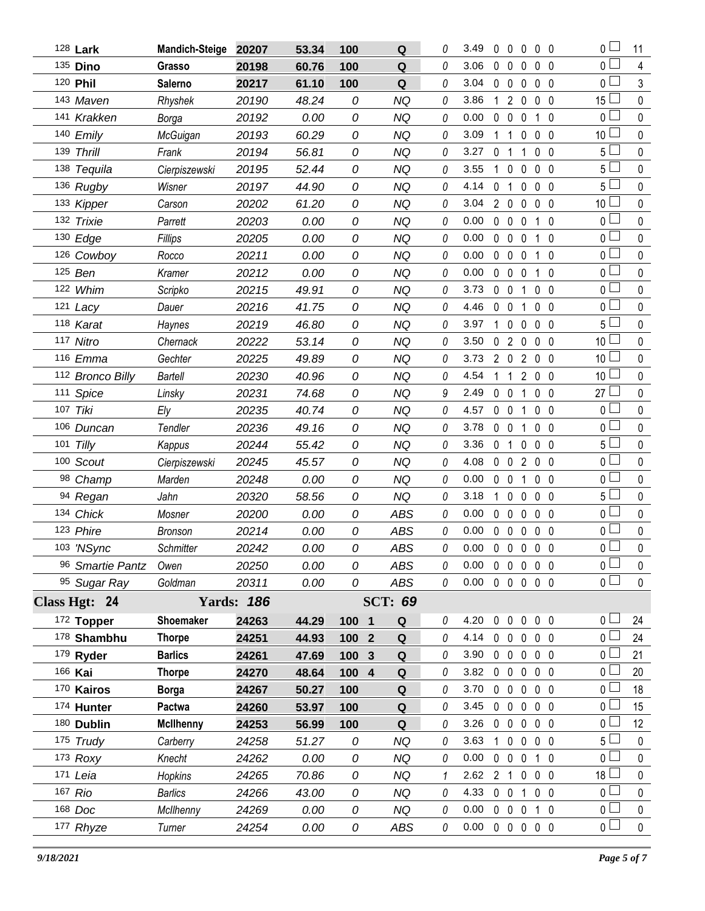| # | Name | Handler | Reg | Time | Score | Place | Result | Time Flt | YPS | R | W | T | F | E | Total Flt | Pts |
|---|---|---|---|---|---|---|---|---|---|---|---|---|---|---|---|---|
| 128 | **Lark** | **Mandich-Steige** | **20207** | **53.34** | **100** | | **Q** | 0 | 3.49 | 0 | 0 | 0 | 0 | 0 | 0 | 11 |
| 135 | **Dino** | **Grasso** | **20198** | **60.76** | **100** | | **Q** | 0 | 3.06 | 0 | 0 | 0 | 0 | 0 | 0 | 4 |
| 120 | **Phil** | **Salerno** | **20217** | **61.10** | **100** | | **Q** | 0 | 3.04 | 0 | 0 | 0 | 0 | 0 | 0 | 3 |
| 143 | *Maven* | *Rhyshek* | *20190* | *48.24* | *0* | | *NQ* | 0 | 3.86 | 1 | 2 | 0 | 0 | 0 | 15 | 0 |
| 141 | *Krakken* | *Borga* | *20192* | *0.00* | *0* | | *NQ* | 0 | 0.00 | 0 | 0 | 0 | 1 | 0 | 0 | 0 |
| 140 | *Emily* | *McGuigan* | *20193* | *60.29* | *0* | | *NQ* | 0 | 3.09 | 1 | 1 | 0 | 0 | 0 | 10 | 0 |
| 139 | *Thrill* | *Frank* | *20194* | *56.81* | *0* | | *NQ* | 0 | 3.27 | 0 | 1 | 1 | 0 | 0 | 5 | 0 |
| 138 | *Tequila* | *Cierpiszewski* | *20195* | *52.44* | *0* | | *NQ* | 0 | 3.55 | 1 | 0 | 0 | 0 | 0 | 5 | 0 |
| 136 | *Rugby* | *Wisner* | *20197* | *44.90* | *0* | | *NQ* | 0 | 4.14 | 0 | 1 | 0 | 0 | 0 | 5 | 0 |
| 133 | *Kipper* | *Carson* | *20202* | *61.20* | *0* | | *NQ* | 0 | 3.04 | 2 | 0 | 0 | 0 | 0 | 10 | 0 |
| 132 | *Trixie* | *Parrett* | *20203* | *0.00* | *0* | | *NQ* | 0 | 0.00 | 0 | 0 | 0 | 1 | 0 | 0 | 0 |
| 130 | *Edge* | *Fillips* | *20205* | *0.00* | *0* | | *NQ* | 0 | 0.00 | 0 | 0 | 0 | 1 | 0 | 0 | 0 |
| 126 | *Cowboy* | *Rocco* | *20211* | *0.00* | *0* | | *NQ* | 0 | 0.00 | 0 | 0 | 0 | 1 | 0 | 0 | 0 |
| 125 | *Ben* | *Kramer* | *20212* | *0.00* | *0* | | *NQ* | 0 | 0.00 | 0 | 0 | 0 | 1 | 0 | 0 | 0 |
| 122 | *Whim* | *Scripko* | *20215* | *49.91* | *0* | | *NQ* | 0 | 3.73 | 0 | 0 | 1 | 0 | 0 | 0 | 0 |
| 121 | *Lacy* | *Dauer* | *20216* | *41.75* | *0* | | *NQ* | 0 | 4.46 | 0 | 0 | 1 | 0 | 0 | 0 | 0 |
| 118 | *Karat* | *Haynes* | *20219* | *46.80* | *0* | | *NQ* | 0 | 3.97 | 1 | 0 | 0 | 0 | 0 | 5 | 0 |
| 117 | *Nitro* | *Chernack* | *20222* | *53.14* | *0* | | *NQ* | 0 | 3.50 | 0 | 2 | 0 | 0 | 0 | 10 | 0 |
| 116 | *Emma* | *Gechter* | *20225* | *49.89* | *0* | | *NQ* | 0 | 3.73 | 2 | 0 | 2 | 0 | 0 | 10 | 0 |
| 112 | *Bronco Billy* | *Bartell* | *20230* | *40.96* | *0* | | *NQ* | 0 | 4.54 | 1 | 1 | 2 | 0 | 0 | 10 | 0 |
| 111 | *Spice* | *Linsky* | *20231* | *74.68* | *0* | | *NQ* | 9 | 2.49 | 0 | 0 | 1 | 0 | 0 | 27 | 0 |
| 107 | *Tiki* | *Ely* | *20235* | *40.74* | *0* | | *NQ* | 0 | 4.57 | 0 | 0 | 1 | 0 | 0 | 0 | 0 |
| 106 | *Duncan* | *Tendler* | *20236* | *49.16* | *0* | | *NQ* | 0 | 3.78 | 0 | 0 | 1 | 0 | 0 | 0 | 0 |
| 101 | *Tilly* | *Kappus* | *20244* | *55.42* | *0* | | *NQ* | 0 | 3.36 | 0 | 1 | 0 | 0 | 0 | 5 | 0 |
| 100 | *Scout* | *Cierpiszewski* | *20245* | *45.57* | *0* | | *NQ* | 0 | 4.08 | 0 | 0 | 2 | 0 | 0 | 0 | 0 |
| 98 | *Champ* | *Marden* | *20248* | *0.00* | *0* | | *NQ* | 0 | 0.00 | 0 | 0 | 1 | 0 | 0 | 0 | 0 |
| 94 | *Regan* | *Jahn* | *20320* | *58.56* | *0* | | *NQ* | 0 | 3.18 | 1 | 0 | 0 | 0 | 0 | 5 | 0 |
| 134 | *Chick* | *Mosner* | *20200* | *0.00* | *0* | | *ABS* | 0 | 0.00 | 0 | 0 | 0 | 0 | 0 | 0 | 0 |
| 123 | *Phire* | *Bronson* | *20214* | *0.00* | *0* | | *ABS* | 0 | 0.00 | 0 | 0 | 0 | 0 | 0 | 0 | 0 |
| 103 | *'NSync* | *Schmitter* | *20242* | *0.00* | *0* | | *ABS* | 0 | 0.00 | 0 | 0 | 0 | 0 | 0 | 0 | 0 |
| 96 | *Smartie Pantz* | *Owen* | *20250* | *0.00* | *0* | | *ABS* | 0 | 0.00 | 0 | 0 | 0 | 0 | 0 | 0 | 0 |
| 95 | *Sugar Ray* | *Goldman* | *20311* | *0.00* | *0* | | *ABS* | 0 | 0.00 | 0 | 0 | 0 | 0 | 0 | 0 | 0 |

**Class Hgt: 24** **Yards: *186*** **SCT: *69***

| # | Name | Handler | Reg | Time | Score | Place | Result | Time Flt | YPS | R | W | T | F | E | Total Flt | Pts |
|---|---|---|---|---|---|---|---|---|---|---|---|---|---|---|---|---|
| 172 | **Topper** | **Shoemaker** | **24263** | **44.29** | **100** | **1** | **Q** | 0 | 4.20 | 0 | 0 | 0 | 0 | 0 | 0 | 24 |
| 178 | **Shambhu** | **Thorpe** | **24251** | **44.93** | **100** | **2** | **Q** | 0 | 4.14 | 0 | 0 | 0 | 0 | 0 | 0 | 24 |
| 179 | **Ryder** | **Barlics** | **24261** | **47.69** | **100** | **3** | **Q** | 0 | 3.90 | 0 | 0 | 0 | 0 | 0 | 0 | 21 |
| 166 | **Kai** | **Thorpe** | **24270** | **48.64** | **100** | **4** | **Q** | 0 | 3.82 | 0 | 0 | 0 | 0 | 0 | 0 | 20 |
| 170 | **Kairos** | **Borga** | **24267** | **50.27** | **100** | | **Q** | 0 | 3.70 | 0 | 0 | 0 | 0 | 0 | 0 | 18 |
| 174 | **Hunter** | **Pactwa** | **24260** | **53.97** | **100** | | **Q** | 0 | 3.45 | 0 | 0 | 0 | 0 | 0 | 0 | 15 |
| 180 | **Dublin** | **McIlhenny** | **24253** | **56.99** | **100** | | **Q** | 0 | 3.26 | 0 | 0 | 0 | 0 | 0 | 0 | 12 |
| 175 | *Trudy* | *Carberry* | *24258* | *51.27* | *0* | | *NQ* | 0 | 3.63 | 1 | 0 | 0 | 0 | 0 | 5 | 0 |
| 173 | *Roxy* | *Knecht* | *24262* | *0.00* | *0* | | *NQ* | 0 | 0.00 | 0 | 0 | 0 | 1 | 0 | 0 | 0 |
| 171 | *Leia* | *Hopkins* | *24265* | *70.86* | *0* | | *NQ* | 1 | 2.62 | 2 | 1 | 0 | 0 | 0 | 18 | 0 |
| 167 | *Rio* | *Barlics* | *24266* | *43.00* | *0* | | *NQ* | 0 | 4.33 | 0 | 0 | 1 | 0 | 0 | 0 | 0 |
| 168 | *Doc* | *McIlhenny* | *24269* | *0.00* | *0* | | *NQ* | 0 | 0.00 | 0 | 0 | 0 | 1 | 0 | 0 | 0 |
| 177 | *Rhyze* | *Turner* | *24254* | *0.00* | *0* | | *ABS* | 0 | 0.00 | 0 | 0 | 0 | 0 | 0 | 0 | 0 |

*9/18/2021*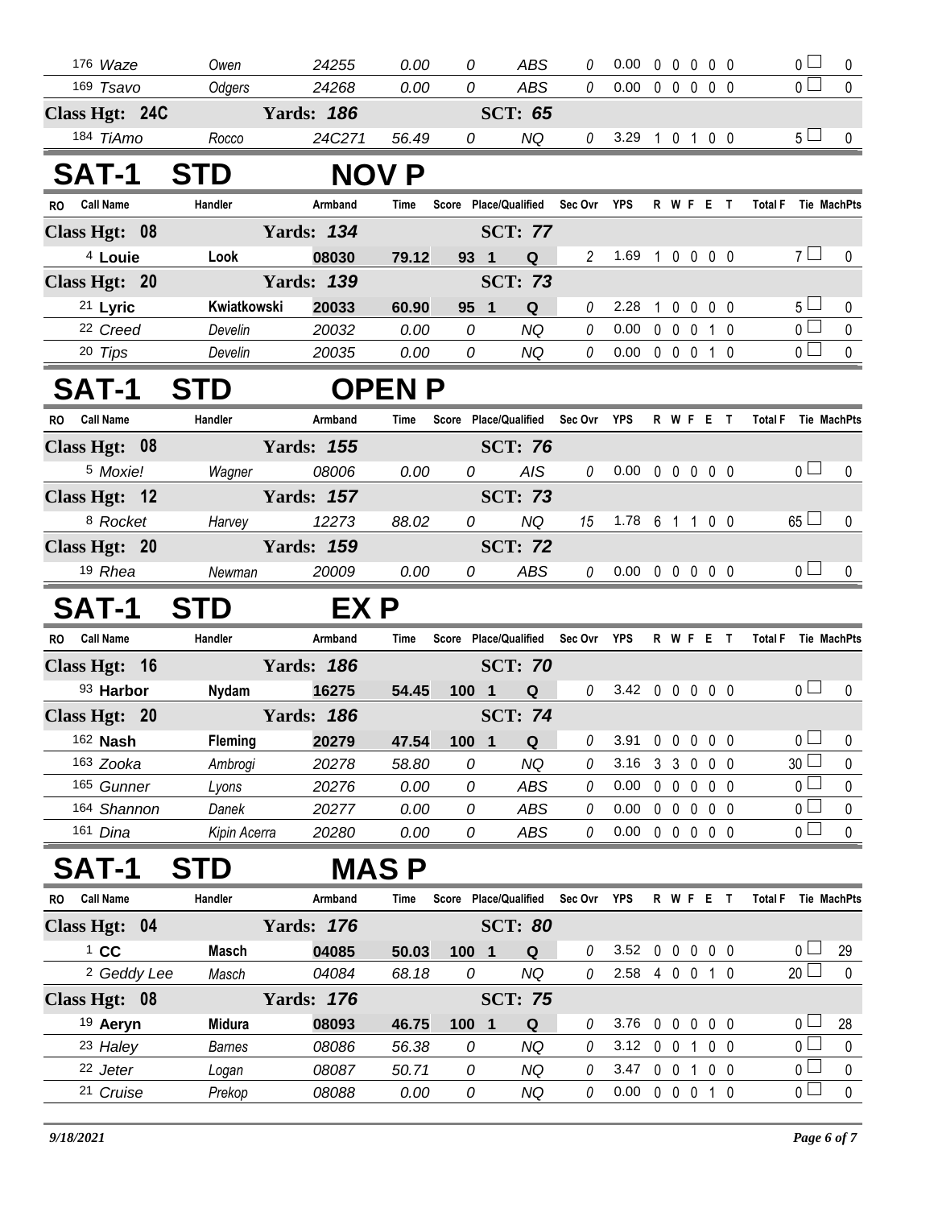| RO | Call Name | Handler | Armband | Time | Score | Place/Qualified | Sec Ovr | YPS | R | W | F | E | T | Total F | Tie | MachPts |
|---|---|---|---|---|---|---|---|---|---|---|---|---|---|---|---|---|
| 176 | *Waze* | *Owen* | *24255* | *0.00* | *0* | *ABS* | *0* | 0.00 | 0 | 0 | 0 | 0 | 0 | 0 | | 0 |
| 169 | *Tsavo* | *Odgers* | *24268* | *0.00* | *0* | *ABS* | *0* | 0.00 | 0 | 0 | 0 | 0 | 0 | 0 | | 0 |
| **Class Hgt: 24C** | | **Yards: 186** | | | | **SCT: 65** | | | | | | | | | | |
| 184 | *TiAmo* | *Rocco* | *24C271* | *56.49* | *0* | *NQ* | *0* | 3.29 | 1 | 0 | 1 | 0 | 0 | 5 | | 0 |

## SAT-1 STD NOV P

| RO | Call Name | Handler | Armband | Time | Score | Place/Qualified | Sec Ovr | YPS | R | W | F | E | T | Total F | Tie | MachPts |
|---|---|---|---|---|---|---|---|---|---|---|---|---|---|---|---|---|
| **Class Hgt: 08** | | **Yards: 134** | | | | **SCT: 77** | | | | | | | | | | |
| 4 | **Louie** | **Look** | **08030** | **79.12** | **93** | **1 Q** | 2 | 1.69 | 1 | 0 | 0 | 0 | 0 | 7 | | 0 |
| **Class Hgt: 20** | | **Yards: 139** | | | | **SCT: 73** | | | | | | | | | | |
| 21 | **Lyric** | **Kwiatkowski** | **20033** | **60.90** | **95** | **1 Q** | 0 | 2.28 | 1 | 0 | 0 | 0 | 0 | 5 | | 0 |
| 22 | *Creed* | *Develin* | *20032* | *0.00* | *0* | *NQ* | 0 | 0.00 | 0 | 0 | 0 | 1 | 0 | 0 | | 0 |
| 20 | *Tips* | *Develin* | *20035* | *0.00* | *0* | *NQ* | 0 | 0.00 | 0 | 0 | 0 | 1 | 0 | 0 | | 0 |

## SAT-1 STD OPEN P

| RO | Call Name | Handler | Armband | Time | Score | Place/Qualified | Sec Ovr | YPS | R | W | F | E | T | Total F | Tie | MachPts |
|---|---|---|---|---|---|---|---|---|---|---|---|---|---|---|---|---|
| **Class Hgt: 08** | | **Yards: 155** | | | | **SCT: 76** | | | | | | | | | | |
| 5 | *Moxie!* | *Wagner* | *08006* | *0.00* | *0* | *AIS* | 0 | 0.00 | 0 | 0 | 0 | 0 | 0 | 0 | | 0 |
| **Class Hgt: 12** | | **Yards: 157** | | | | **SCT: 73** | | | | | | | | | | |
| 8 | *Rocket* | *Harvey* | *12273* | *88.02* | *0* | *NQ* | 15 | 1.78 | 6 | 1 | 1 | 0 | 0 | 65 | | 0 |
| **Class Hgt: 20** | | **Yards: 159** | | | | **SCT: 72** | | | | | | | | | | |
| 19 | *Rhea* | *Newman* | *20009* | *0.00* | *0* | *ABS* | 0 | 0.00 | 0 | 0 | 0 | 0 | 0 | 0 | | 0 |

## SAT-1 STD EX P

| RO | Call Name | Handler | Armband | Time | Score | Place/Qualified | Sec Ovr | YPS | R | W | F | E | T | Total F | Tie | MachPts |
|---|---|---|---|---|---|---|---|---|---|---|---|---|---|---|---|---|
| **Class Hgt: 16** | | **Yards: 186** | | | | **SCT: 70** | | | | | | | | | | |
| 93 | **Harbor** | **Nydam** | **16275** | **54.45** | **100** | **1 Q** | 0 | 3.42 | 0 | 0 | 0 | 0 | 0 | 0 | | 0 |
| **Class Hgt: 20** | | **Yards: 186** | | | | **SCT: 74** | | | | | | | | | | |
| 162 | **Nash** | **Fleming** | **20279** | **47.54** | **100** | **1 Q** | 0 | 3.91 | 0 | 0 | 0 | 0 | 0 | 0 | | 0 |
| 163 | *Zooka* | *Ambrogi* | *20278* | *58.80* | *0* | *NQ* | 0 | 3.16 | 3 | 3 | 0 | 0 | 0 | 30 | | 0 |
| 165 | *Gunner* | *Lyons* | *20276* | *0.00* | *0* | *ABS* | 0 | 0.00 | 0 | 0 | 0 | 0 | 0 | 0 | | 0 |
| 164 | *Shannon* | *Danek* | *20277* | *0.00* | *0* | *ABS* | 0 | 0.00 | 0 | 0 | 0 | 0 | 0 | 0 | | 0 |
| 161 | *Dina* | *Kipin Acerra* | *20280* | *0.00* | *0* | *ABS* | 0 | 0.00 | 0 | 0 | 0 | 0 | 0 | 0 | | 0 |

## SAT-1 STD MAS P

| RO | Call Name | Handler | Armband | Time | Score | Place/Qualified | Sec Ovr | YPS | R | W | F | E | T | Total F | Tie | MachPts |
|---|---|---|---|---|---|---|---|---|---|---|---|---|---|---|---|---|
| **Class Hgt: 04** | | **Yards: 176** | | | | **SCT: 80** | | | | | | | | | | |
| 1 | **CC** | **Masch** | **04085** | **50.03** | **100** | **1 Q** | 0 | 3.52 | 0 | 0 | 0 | 0 | 0 | 0 | | 29 |
| 2 | *Geddy Lee* | *Masch* | *04084* | *68.18* | *0* | *NQ* | 0 | 2.58 | 4 | 0 | 0 | 1 | 0 | 20 | | 0 |
| **Class Hgt: 08** | | **Yards: 176** | | | | **SCT: 75** | | | | | | | | | | |
| 19 | **Aeryn** | **Midura** | **08093** | **46.75** | **100** | **1 Q** | 0 | 3.76 | 0 | 0 | 0 | 0 | 0 | 0 | | 28 |
| 23 | *Haley* | *Barnes* | *08086* | *56.38* | *0* | *NQ* | 0 | 3.12 | 0 | 0 | 1 | 0 | 0 | 0 | | 0 |
| 22 | *Jeter* | *Logan* | *08087* | *50.71* | *0* | *NQ* | 0 | 3.47 | 0 | 0 | 1 | 0 | 0 | 0 | | 0 |
| 21 | *Cruise* | *Prekop* | *08088* | *0.00* | *0* | *NQ* | 0 | 0.00 | 0 | 0 | 0 | 1 | 0 | 0 | | 0 |

*9/18/2021*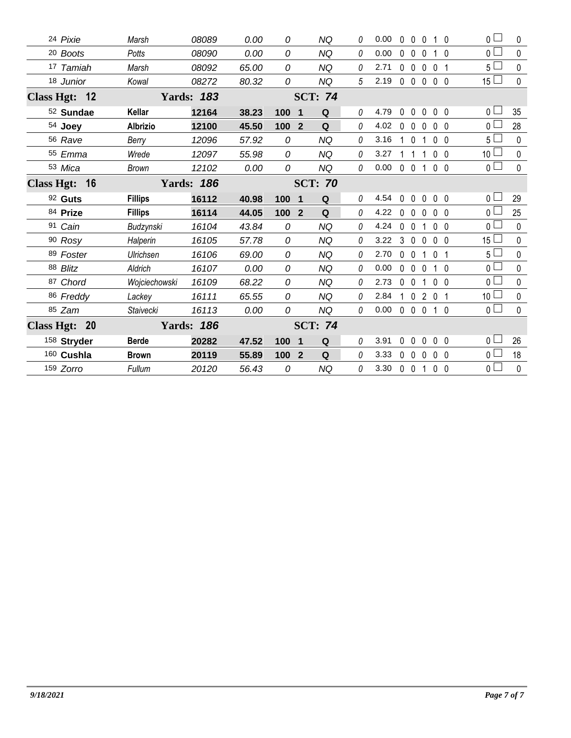| | | | | | | | | | | | | | | | | |
|---|---|---|---|---|---|---|---|---|---|---|---|---|---|---|---|---|
| 24 *Pixie* | *Marsh* | *08089* | *0.00* | *0* | | *NQ* | *0* | 0.00 | 0 | 0 | 0 | 1 | 0 | | 0 | 0 |
| 20 *Boots* | *Potts* | *08090* | *0.00* | *0* | | *NQ* | *0* | 0.00 | 0 | 0 | 0 | 1 | 0 | | 0 | 0 |
| 17 *Tamiah* | *Marsh* | *08092* | *65.00* | *0* | | *NQ* | *0* | 2.71 | 0 | 0 | 0 | 0 | 1 | | 5 | 0 |
| 18 *Junior* | *Kowal* | *08272* | *80.32* | *0* | | *NQ* | *5* | 2.19 | 0 | 0 | 0 | 0 | 0 | | 15 | 0 |
| **Class Hgt: 12** | | **Yards: 183** | | | | **SCT: 74** | | | | | | | | | | |
| 52 **Sundae** | **Kellar** | **12164** | **38.23** | **100** | **1** | **Q** | 0 | 4.79 | 0 | 0 | 0 | 0 | 0 | | 0 | 35 |
| 54 **Joey** | **Albrizio** | **12100** | **45.50** | **100** | **2** | **Q** | 0 | 4.02 | 0 | 0 | 0 | 0 | 0 | | 0 | 28 |
| 56 *Rave* | *Berry* | *12096* | *57.92* | *0* | | *NQ* | *0* | 3.16 | 1 | 0 | 1 | 0 | 0 | | 5 | 0 |
| 55 *Emma* | *Wrede* | *12097* | *55.98* | *0* | | *NQ* | *0* | 3.27 | 1 | 1 | 1 | 0 | 0 | | 10 | 0 |
| 53 *Mica* | *Brown* | *12102* | *0.00* | *0* | | *NQ* | *0* | 0.00 | 0 | 0 | 1 | 0 | 0 | | 0 | 0 |
| **Class Hgt: 16** | | **Yards: 186** | | | | **SCT: 70** | | | | | | | | | | |
| 92 **Guts** | **Fillips** | **16112** | **40.98** | **100** | **1** | **Q** | 0 | 4.54 | 0 | 0 | 0 | 0 | 0 | | 0 | 29 |
| 84 **Prize** | **Fillips** | **16114** | **44.05** | **100** | **2** | **Q** | 0 | 4.22 | 0 | 0 | 0 | 0 | 0 | | 0 | 25 |
| 91 *Cain* | *Budzynski* | *16104* | *43.84* | *0* | | *NQ* | *0* | 4.24 | 0 | 0 | 1 | 0 | 0 | | 0 | 0 |
| 90 *Rosy* | *Halperin* | *16105* | *57.78* | *0* | | *NQ* | *0* | 3.22 | 3 | 0 | 0 | 0 | 0 | | 15 | 0 |
| 89 *Foster* | *Ulrichsen* | *16106* | *69.00* | *0* | | *NQ* | *0* | 2.70 | 0 | 0 | 1 | 0 | 1 | | 5 | 0 |
| 88 *Blitz* | *Aldrich* | *16107* | *0.00* | *0* | | *NQ* | *0* | 0.00 | 0 | 0 | 0 | 1 | 0 | | 0 | 0 |
| 87 *Chord* | *Wojciechowski* | *16109* | *68.22* | *0* | | *NQ* | *0* | 2.73 | 0 | 0 | 1 | 0 | 0 | | 0 | 0 |
| 86 *Freddy* | *Lackey* | *16111* | *65.55* | *0* | | *NQ* | *0* | 2.84 | 1 | 0 | 2 | 0 | 1 | | 10 | 0 |
| 85 *Zam* | *Staivecki* | *16113* | *0.00* | *0* | | *NQ* | *0* | 0.00 | 0 | 0 | 0 | 1 | 0 | | 0 | 0 |
| **Class Hgt: 20** | | **Yards: 186** | | | | **SCT: 74** | | | | | | | | | | |
| 158 **Stryder** | **Berde** | **20282** | **47.52** | **100** | **1** | **Q** | 0 | 3.91 | 0 | 0 | 0 | 0 | 0 | | 0 | 26 |
| 160 **Cushla** | **Brown** | **20119** | **55.89** | **100** | **2** | **Q** | 0 | 3.33 | 0 | 0 | 0 | 0 | 0 | | 0 | 18 |
| 159 *Zorro* | *Fullum* | *20120* | *56.43* | *0* | | *NQ* | *0* | 3.30 | 0 | 0 | 1 | 0 | 0 | | 0 | 0 |

*9/18/2021*